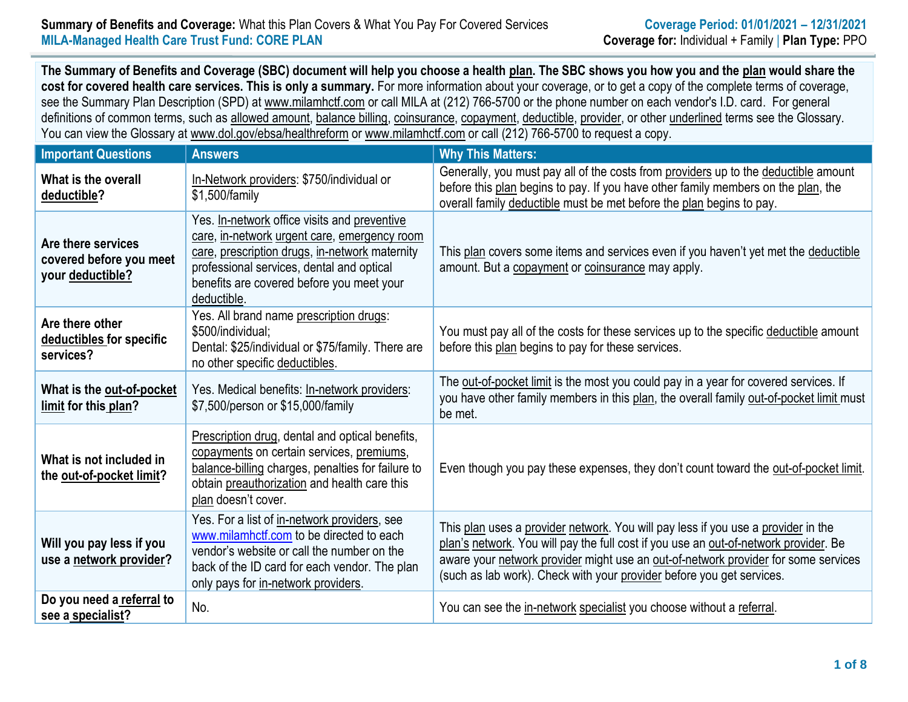**Summary of Benefits and Coverage:** What this Plan Covers & What You Pay For Covered Services
**MILA-Managed Health Care Trust Fund: CORE PLAN**

**Coverage Period: 01/01/2021 – 12/31/2021**
**Coverage for:** Individual + Family | **Plan Type:** PPO

**The Summary of Benefits and Coverage (SBC) document will help you choose a health plan. The SBC shows you how you and the plan would share the cost for covered health care services. This is only a summary.** For more information about your coverage, or to get a copy of the complete terms of coverage, see the Summary Plan Description (SPD) at www.milamhctf.com or call MILA at (212) 766-5700 or the phone number on each vendor's I.D. card. For general definitions of common terms, such as allowed amount, balance billing, coinsurance, copayment, deductible, provider, or other underlined terms see the Glossary. You can view the Glossary at www.dol.gov/ebsa/healthreform or www.milamhctf.com or call (212) 766-5700 to request a copy.

| Important Questions | Answers | Why This Matters: |
|---|---|---|
| **What is the overall deductible?** | In-Network providers: $750/individual or $1,500/family | Generally, you must pay all of the costs from providers up to the deductible amount before this plan begins to pay. If you have other family members on the plan, the overall family deductible must be met before the plan begins to pay. |
| **Are there services covered before you meet your deductible?** | Yes. In-network office visits and preventive care, in-network urgent care, emergency room care, prescription drugs, in-network maternity professional services, dental and optical benefits are covered before you meet your deductible. | This plan covers some items and services even if you haven't yet met the deductible amount. But a copayment or coinsurance may apply. |
| **Are there other deductibles for specific services?** | Yes. All brand name prescription drugs: $500/individual; Dental: $25/individual or $75/family. There are no other specific deductibles. | You must pay all of the costs for these services up to the specific deductible amount before this plan begins to pay for these services. |
| **What is the out-of-pocket limit for this plan?** | Yes. Medical benefits: In-network providers: $7,500/person or $15,000/family | The out-of-pocket limit is the most you could pay in a year for covered services. If you have other family members in this plan, the overall family out-of-pocket limit must be met. |
| **What is not included in the out-of-pocket limit?** | Prescription drug, dental and optical benefits, copayments on certain services, premiums, balance-billing charges, penalties for failure to obtain preauthorization and health care this plan doesn't cover. | Even though you pay these expenses, they don't count toward the out-of-pocket limit. |
| **Will you pay less if you use a network provider?** | Yes. For a list of in-network providers, see www.milamhctf.com to be directed to each vendor's website or call the number on the back of the ID card for each vendor. The plan only pays for in-network providers. | This plan uses a provider network. You will pay less if you use a provider in the plan's network. You will pay the full cost if you use an out-of-network provider. Be aware your network provider might use an out-of-network provider for some services (such as lab work). Check with your provider before you get services. |
| **Do you need a referral to see a specialist?** | No. | You can see the in-network specialist you choose without a referral. |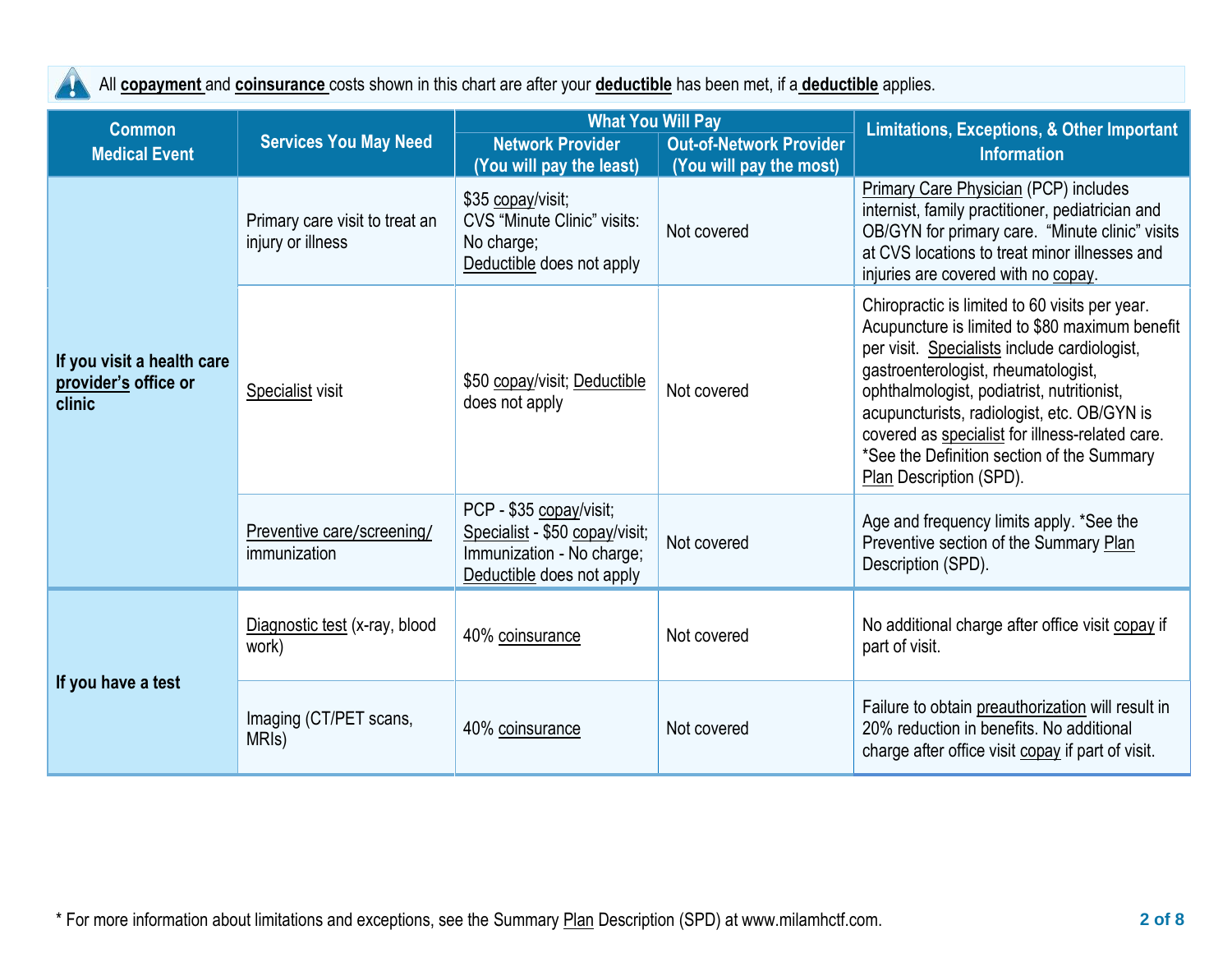All **copayment** and **coinsurance** costs shown in this chart are after your **deductible** has been met, if a **deductible** applies.

| Common Medical Event | Services You May Need | What You Will Pay | | Limitations, Exceptions, & Other Important Information |
|---|---|---|---|---|
| | | Network Provider (You will pay the least) | Out-of-Network Provider (You will pay the most) | |
| If you visit a health care provider's office or clinic | Primary care visit to treat an injury or illness | $35 copay/visit; CVS "Minute Clinic" visits: No charge; Deductible does not apply | Not covered | Primary Care Physician (PCP) includes internist, family practitioner, pediatrician and OB/GYN for primary care. "Minute clinic" visits at CVS locations to treat minor illnesses and injuries are covered with no copay. |
| | Specialist visit | $50 copay/visit; Deductible does not apply | Not covered | Chiropractic is limited to 60 visits per year. Acupuncture is limited to $80 maximum benefit per visit. Specialists include cardiologist, gastroenterologist, rheumatologist, ophthalmologist, podiatrist, nutritionist, acupuncturists, radiologist, etc. OB/GYN is covered as specialist for illness-related care. *See the Definition section of the Summary Plan Description (SPD). |
| | Preventive care/screening/ immunization | PCP - $35 copay/visit; Specialist - $50 copay/visit; Immunization - No charge; Deductible does not apply | Not covered | Age and frequency limits apply. *See the Preventive section of the Summary Plan Description (SPD). |
| If you have a test | Diagnostic test (x-ray, blood work) | 40% coinsurance | Not covered | No additional charge after office visit copay if part of visit. |
| | Imaging (CT/PET scans, MRIs) | 40% coinsurance | Not covered | Failure to obtain preauthorization will result in 20% reduction in benefits. No additional charge after office visit copay if part of visit. |

* For more information about limitations and exceptions, see the Summary Plan Description (SPD) at www.milamhctf.com.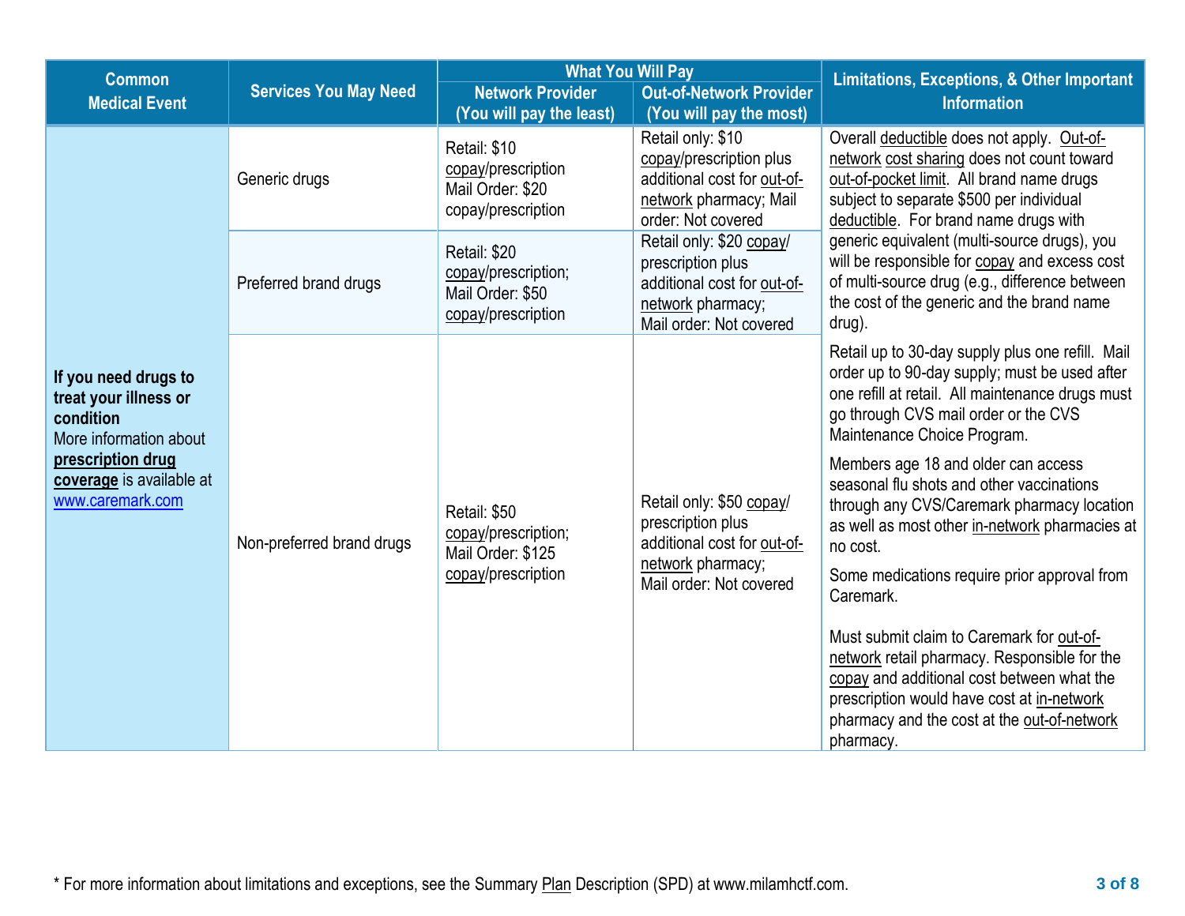| Common Medical Event | Services You May Need | What You Will Pay | | Limitations, Exceptions, & Other Important Information |
|---|---|---|---|---|
| | | Network Provider (You will pay the least) | Out-of-Network Provider (You will pay the most) | |
| **If you need drugs to treat your illness or condition** More information about **prescription drug coverage** is available at www.caremark.com | Generic drugs | Retail: $10 copay/prescription Mail Order: $20 copay/prescription | Retail only: $10 copay/prescription plus additional cost for out-of-network pharmacy; Mail order: Not covered | Overall deductible does not apply. Out-of-network cost sharing does not count toward out-of-pocket limit. All brand name drugs subject to separate $500 per individual deductible. For brand name drugs with generic equivalent (multi-source drugs), you will be responsible for copay and excess cost of multi-source drug (e.g., difference between the cost of the generic and the brand name drug).<br><br>Retail up to 30-day supply plus one refill. Mail order up to 90-day supply; must be used after one refill at retail. All maintenance drugs must go through CVS mail order or the CVS Maintenance Choice Program.<br><br>Members age 18 and older can access seasonal flu shots and other vaccinations through any CVS/Caremark pharmacy location as well as most other in-network pharmacies at no cost.<br><br>Some medications require prior approval from Caremark.<br><br>Must submit claim to Caremark for out-of-network retail pharmacy. Responsible for the copay and additional cost between what the prescription would have cost at in-network pharmacy and the cost at the out-of-network pharmacy. |
| | Preferred brand drugs | Retail: $20 copay/prescription; Mail Order: $50 copay/prescription | Retail only: $20 copay/ prescription plus additional cost for out-of-network pharmacy; Mail order: Not covered | |
| | Non-preferred brand drugs | Retail: $50 copay/prescription; Mail Order: $125 copay/prescription | Retail only: $50 copay/ prescription plus additional cost for out-of-network pharmacy; Mail order: Not covered | |

* For more information about limitations and exceptions, see the Summary Plan Description (SPD) at www.milamhctf.com.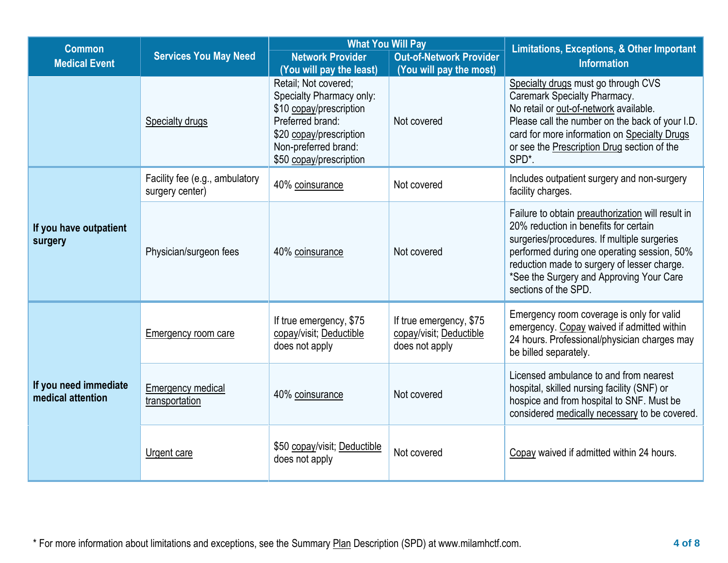| Common Medical Event | Services You May Need | What You Will Pay | | Limitations, Exceptions, & Other Important Information |
|---|---|---|---|---|
| | | Network Provider (You will pay the least) | Out-of-Network Provider (You will pay the most) | |
| | Specialty drugs | Retail; Not covered; Specialty Pharmacy only: $10 copay/prescription Preferred brand: $20 copay/prescription Non-preferred brand: $50 copay/prescription | Not covered | Specialty drugs must go through CVS Caremark Specialty Pharmacy. No retail or out-of-network available. Please call the number on the back of your I.D. card for more information on Specialty Drugs or see the Prescription Drug section of the SPD*. |
| **If you have outpatient surgery** | Facility fee (e.g., ambulatory surgery center) | 40% coinsurance | Not covered | Includes outpatient surgery and non-surgery facility charges. |
| | Physician/surgeon fees | 40% coinsurance | Not covered | Failure to obtain preauthorization will result in 20% reduction in benefits for certain surgeries/procedures. If multiple surgeries performed during one operating session, 50% reduction made to surgery of lesser charge. *See the Surgery and Approving Your Care sections of the SPD. |
| **If you need immediate medical attention** | Emergency room care | If true emergency, $75 copay/visit; Deductible does not apply | If true emergency, $75 copay/visit; Deductible does not apply | Emergency room coverage is only for valid emergency. Copay waived if admitted within 24 hours. Professional/physician charges may be billed separately. |
| | Emergency medical transportation | 40% coinsurance | Not covered | Licensed ambulance to and from nearest hospital, skilled nursing facility (SNF) or hospice and from hospital to SNF. Must be considered medically necessary to be covered. |
| | Urgent care | $50 copay/visit; Deductible does not apply | Not covered | Copay waived if admitted within 24 hours. |

* For more information about limitations and exceptions, see the Summary Plan Description (SPD) at www.milamhctf.com.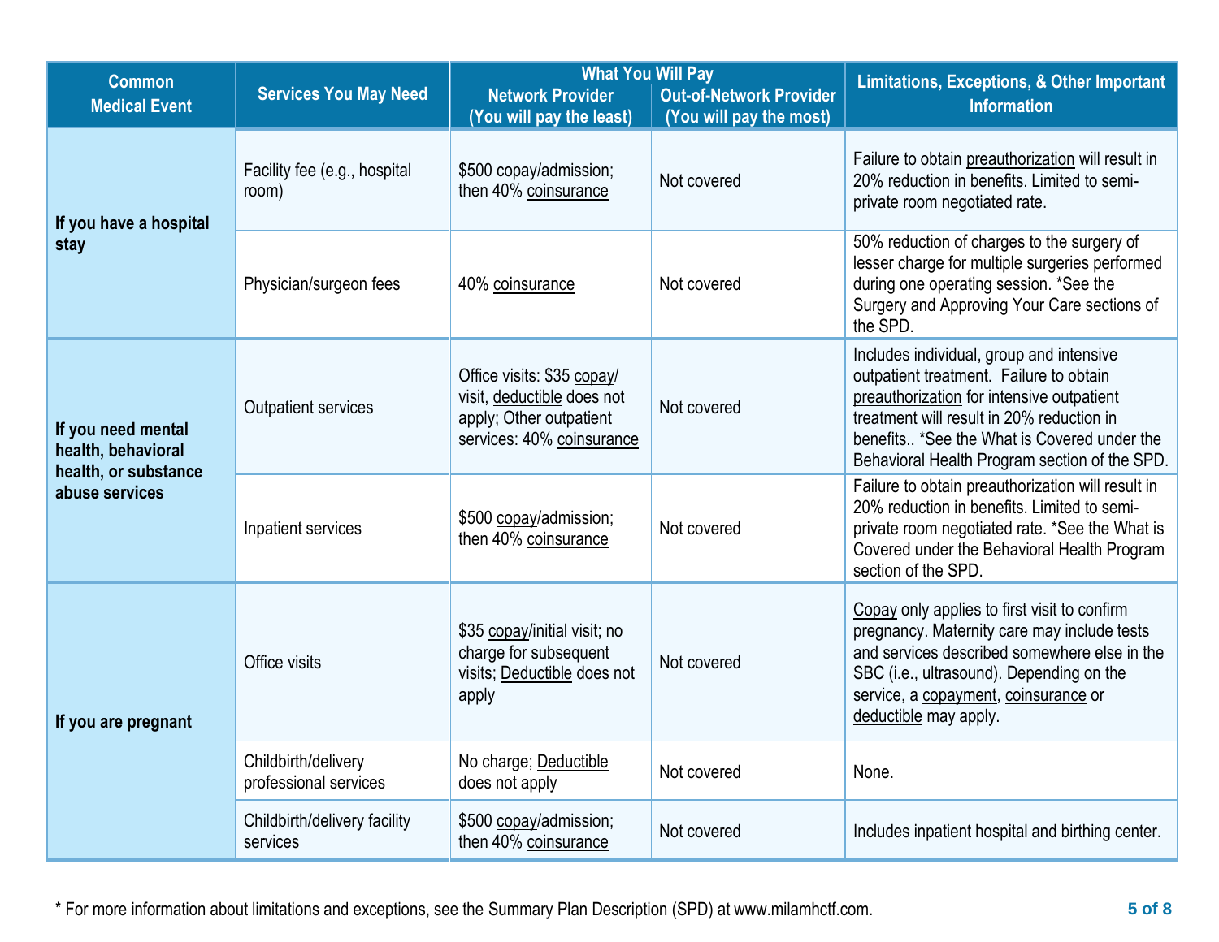| Common Medical Event | Services You May Need | What You Will Pay | | Limitations, Exceptions, & Other Important Information |
|---|---|---|---|---|
| | | Network Provider (You will pay the least) | Out-of-Network Provider (You will pay the most) | |
| If you have a hospital stay | Facility fee (e.g., hospital room) | $500 copay/admission; then 40% coinsurance | Not covered | Failure to obtain preauthorization will result in 20% reduction in benefits. Limited to semi-private room negotiated rate. |
| | Physician/surgeon fees | 40% coinsurance | Not covered | 50% reduction of charges to the surgery of lesser charge for multiple surgeries performed during one operating session. *See the Surgery and Approving Your Care sections of the SPD. |
| If you need mental health, behavioral health, or substance abuse services | Outpatient services | Office visits: $35 copay/ visit, deductible does not apply; Other outpatient services: 40% coinsurance | Not covered | Includes individual, group and intensive outpatient treatment. Failure to obtain preauthorization for intensive outpatient treatment will result in 20% reduction in benefits.. *See the What is Covered under the Behavioral Health Program section of the SPD. |
| | Inpatient services | $500 copay/admission; then 40% coinsurance | Not covered | Failure to obtain preauthorization will result in 20% reduction in benefits. Limited to semi-private room negotiated rate. *See the What is Covered under the Behavioral Health Program section of the SPD. |
| If you are pregnant | Office visits | $35 copay/initial visit; no charge for subsequent visits; Deductible does not apply | Not covered | Copay only applies to first visit to confirm pregnancy. Maternity care may include tests and services described somewhere else in the SBC (i.e., ultrasound). Depending on the service, a copayment, coinsurance or deductible may apply. |
| | Childbirth/delivery professional services | No charge; Deductible does not apply | Not covered | None. |
| | Childbirth/delivery facility services | $500 copay/admission; then 40% coinsurance | Not covered | Includes inpatient hospital and birthing center. |

* For more information about limitations and exceptions, see the Summary Plan Description (SPD) at www.milamhctf.com.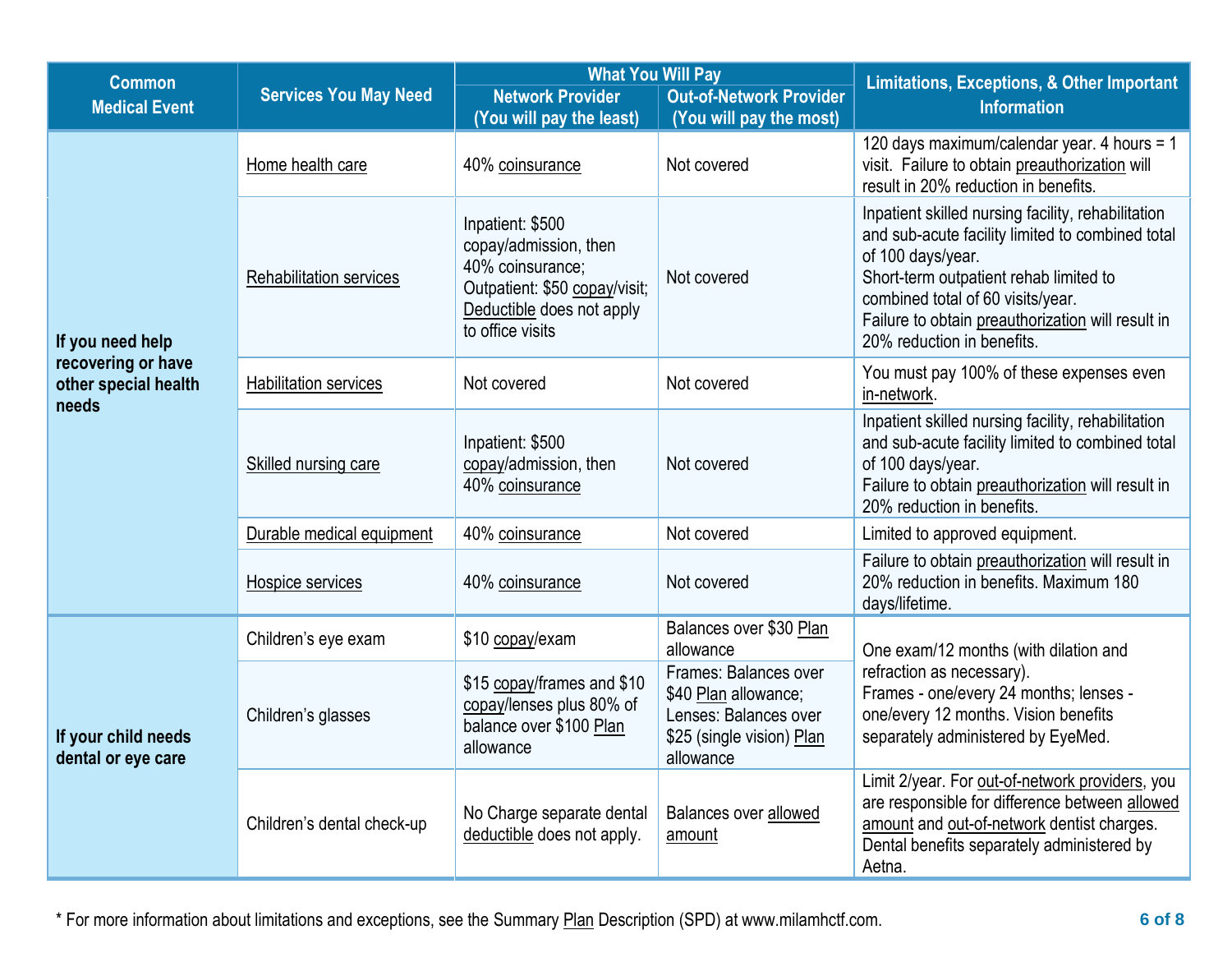| Common Medical Event | Services You May Need | What You Will Pay | | Limitations, Exceptions, & Other Important Information |
|---|---|---|---|---|
| | | Network Provider (You will pay the least) | Out-of-Network Provider (You will pay the most) | |
| If you need help recovering or have other special health needs | Home health care | 40% coinsurance | Not covered | 120 days maximum/calendar year. 4 hours = 1 visit. Failure to obtain preauthorization will result in 20% reduction in benefits. |
| | Rehabilitation services | Inpatient: $500 copay/admission, then 40% coinsurance; Outpatient: $50 copay/visit; Deductible does not apply to office visits | Not covered | Inpatient skilled nursing facility, rehabilitation and sub-acute facility limited to combined total of 100 days/year. Short-term outpatient rehab limited to combined total of 60 visits/year. Failure to obtain preauthorization will result in 20% reduction in benefits. |
| | Habilitation services | Not covered | Not covered | You must pay 100% of these expenses even in-network. |
| | Skilled nursing care | Inpatient: $500 copay/admission, then 40% coinsurance | Not covered | Inpatient skilled nursing facility, rehabilitation and sub-acute facility limited to combined total of 100 days/year. Failure to obtain preauthorization will result in 20% reduction in benefits. |
| | Durable medical equipment | 40% coinsurance | Not covered | Limited to approved equipment. |
| | Hospice services | 40% coinsurance | Not covered | Failure to obtain preauthorization will result in 20% reduction in benefits. Maximum 180 days/lifetime. |
| If your child needs dental or eye care | Children's eye exam | $10 copay/exam | Balances over $30 Plan allowance | One exam/12 months (with dilation and refraction as necessary). Frames - one/every 24 months; lenses - one/every 12 months. Vision benefits separately administered by EyeMed. |
| | Children's glasses | $15 copay/frames and $10 copay/lenses plus 80% of balance over $100 Plan allowance | Frames: Balances over $40 Plan allowance; Lenses: Balances over $25 (single vision) Plan allowance | |
| | Children's dental check-up | No Charge separate dental deductible does not apply. | Balances over allowed amount | Limit 2/year. For out-of-network providers, you are responsible for difference between allowed amount and out-of-network dentist charges. Dental benefits separately administered by Aetna. |

* For more information about limitations and exceptions, see the Summary Plan Description (SPD) at www.milamhctf.com.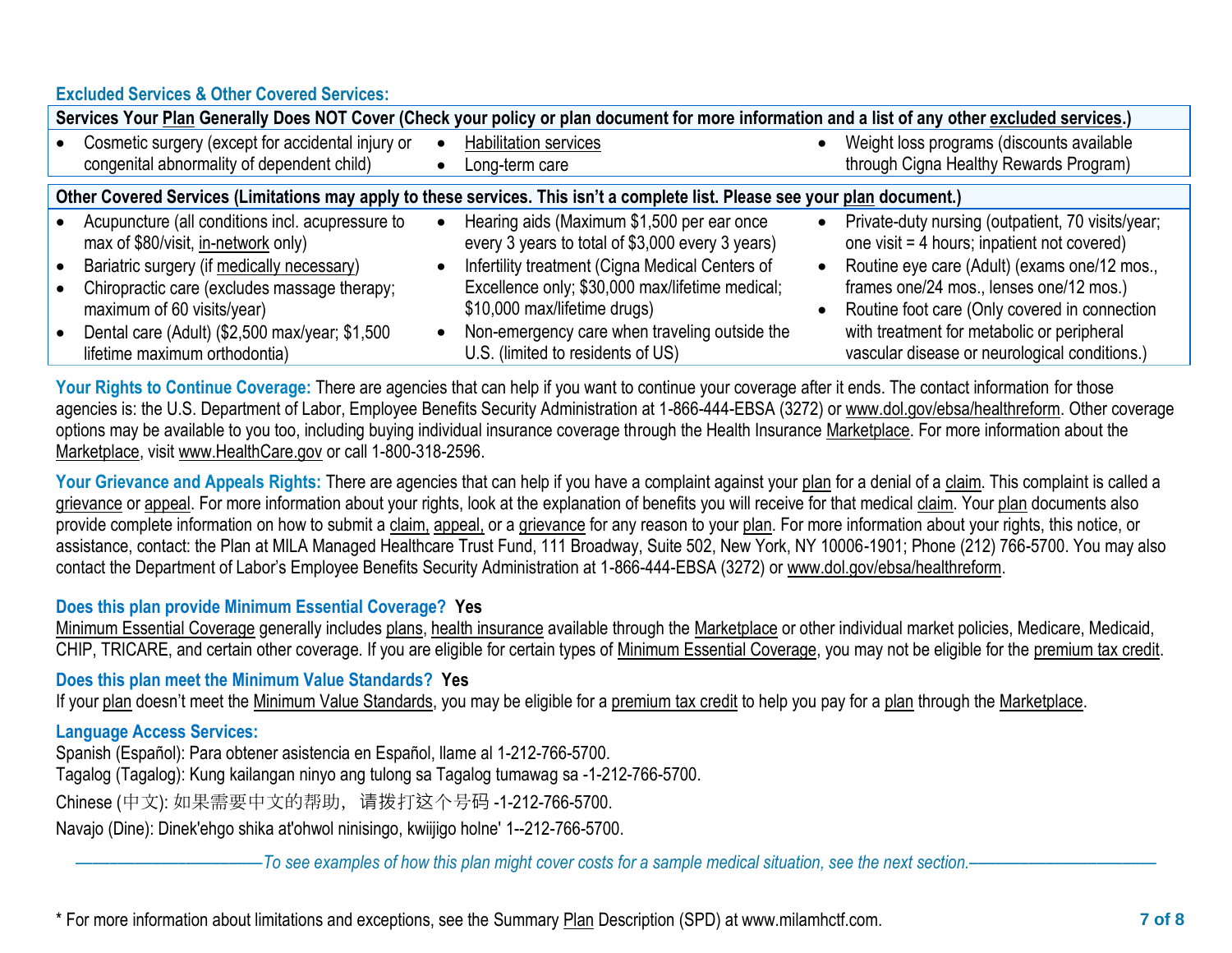### Excluded Services & Other Covered Services:

**Services Your Plan Generally Does NOT Cover (Check your policy or plan document for more information and a list of any other excluded services.)**

- Cosmetic surgery (except for accidental injury or congenital abnormality of dependent child)
- Habilitation services
- Long-term care
- Weight loss programs (discounts available through Cigna Healthy Rewards Program)

**Other Covered Services (Limitations may apply to these services. This isn't a complete list. Please see your plan document.)**

- Acupuncture (all conditions incl. acupressure to max of $80/visit, in-network only)
- Bariatric surgery (if medically necessary)
- Chiropractic care (excludes massage therapy; maximum of 60 visits/year)
- Dental care (Adult) ($2,500 max/year; $1,500 lifetime maximum orthodontia)
- Hearing aids (Maximum $1,500 per ear once every 3 years to total of $3,000 every 3 years)
- Infertility treatment (Cigna Medical Centers of Excellence only; $30,000 max/lifetime medical; $10,000 max/lifetime drugs)
- Non-emergency care when traveling outside the U.S. (limited to residents of US)
- Private-duty nursing (outpatient, 70 visits/year; one visit = 4 hours; inpatient not covered)
- Routine eye care (Adult) (exams one/12 mos., frames one/24 mos., lenses one/12 mos.)
- Routine foot care (Only covered in connection with treatment for metabolic or peripheral vascular disease or neurological conditions.)

**Your Rights to Continue Coverage:** There are agencies that can help if you want to continue your coverage after it ends. The contact information for those agencies is: the U.S. Department of Labor, Employee Benefits Security Administration at 1-866-444-EBSA (3272) or www.dol.gov/ebsa/healthreform. Other coverage options may be available to you too, including buying individual insurance coverage through the Health Insurance Marketplace. For more information about the Marketplace, visit www.HealthCare.gov or call 1-800-318-2596.

**Your Grievance and Appeals Rights:** There are agencies that can help if you have a complaint against your plan for a denial of a claim. This complaint is called a grievance or appeal. For more information about your rights, look at the explanation of benefits you will receive for that medical claim. Your plan documents also provide complete information on how to submit a claim, appeal, or a grievance for any reason to your plan. For more information about your rights, this notice, or assistance, contact: the Plan at MILA Managed Healthcare Trust Fund, 111 Broadway, Suite 502, New York, NY 10006-1901; Phone (212) 766-5700. You may also contact the Department of Labor's Employee Benefits Security Administration at 1-866-444-EBSA (3272) or www.dol.gov/ebsa/healthreform.

**Does this plan provide Minimum Essential Coverage? Yes**

Minimum Essential Coverage generally includes plans, health insurance available through the Marketplace or other individual market policies, Medicare, Medicaid, CHIP, TRICARE, and certain other coverage. If you are eligible for certain types of Minimum Essential Coverage, you may not be eligible for the premium tax credit.

**Does this plan meet the Minimum Value Standards? Yes**

If your plan doesn't meet the Minimum Value Standards, you may be eligible for a premium tax credit to help you pay for a plan through the Marketplace.

**Language Access Services:**

Spanish (Español): Para obtener asistencia en Español, llame al 1-212-766-5700.
Tagalog (Tagalog): Kung kailangan ninyo ang tulong sa Tagalog tumawag sa -1-212-766-5700.
Chinese (中文): 如果需要中文的帮助，请拨打这个号码 -1-212-766-5700.
Navajo (Dine): Dinek'ehgo shika at'ohwol ninisingo, kwiijigo holne' 1--212-766-5700.

*——————————To see examples of how this plan might cover costs for a sample medical situation, see the next section.——————————*

\* For more information about limitations and exceptions, see the Summary Plan Description (SPD) at www.milamhctf.com.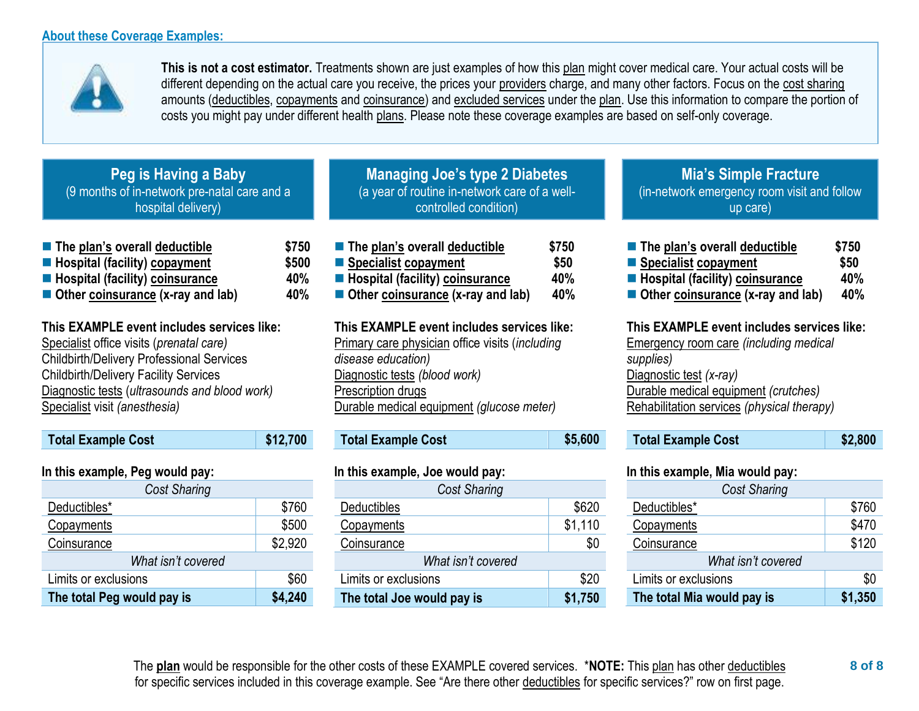## About these Coverage Examples:

**This is not a cost estimator.** Treatments shown are just examples of how this plan might cover medical care. Your actual costs will be different depending on the actual care you receive, the prices your providers charge, and many other factors. Focus on the cost sharing amounts (deductibles, copayments and coinsurance) and excluded services under the plan. Use this information to compare the portion of costs you might pay under different health plans. Please note these coverage examples are based on self-only coverage.

### Peg is Having a Baby
(9 months of in-network pre-natal care and a hospital delivery)

| | |
|---|---|
| **The plan's overall deductible** | **$750** |
| **Hospital (facility) copayment** | **$500** |
| **Hospital (facility) coinsurance** | **40%** |
| **Other coinsurance (x-ray and lab)** | **40%** |

**This EXAMPLE event includes services like:**
Specialist office visits (*prenatal care)*
Childbirth/Delivery Professional Services
Childbirth/Delivery Facility Services
Diagnostic tests (*ultrasounds and blood work)*
Specialist visit *(anesthesia)*

| **Total Example Cost** | **$12,700** |
|---|---|

**In this example, Peg would pay:**

| *Cost Sharing* | |
|---|---|
| Deductibles* | $760 |
| Copayments | $500 |
| Coinsurance | $2,920 |
| *What isn't covered* | |
| Limits or exclusions | $60 |
| **The total Peg would pay is** | **$4,240** |

### Managing Joe's type 2 Diabetes
(a year of routine in-network care of a well-controlled condition)

| | |
|---|---|
| **The plan's overall deductible** | **$750** |
| **Specialist copayment** | **$50** |
| **Hospital (facility) coinsurance** | **40%** |
| **Other coinsurance (x-ray and lab)** | **40%** |

**This EXAMPLE event includes services like:**
Primary care physician office visits (*including disease education)*
Diagnostic tests *(blood work)*
Prescription drugs
Durable medical equipment *(glucose meter)*

| **Total Example Cost** | **$5,600** |
|---|---|

**In this example, Joe would pay:**

| *Cost Sharing* | |
|---|---|
| Deductibles | $620 |
| Copayments | $1,110 |
| Coinsurance | $0 |
| *What isn't covered* | |
| Limits or exclusions | $20 |
| **The total Joe would pay is** | **$1,750** |

### Mia's Simple Fracture
(in-network emergency room visit and follow up care)

| | |
|---|---|
| **The plan's overall deductible** | **$750** |
| **Specialist copayment** | **$50** |
| **Hospital (facility) coinsurance** | **40%** |
| **Other coinsurance (x-ray and lab)** | **40%** |

**This EXAMPLE event includes services like:**
Emergency room care *(including medical supplies)*
Diagnostic test *(x-ray)*
Durable medical equipment *(crutches)*
Rehabilitation services *(physical therapy)*

| **Total Example Cost** | **$2,800** |
|---|---|

**In this example, Mia would pay:**

| *Cost Sharing* | |
|---|---|
| Deductibles* | $760 |
| Copayments | $470 |
| Coinsurance | $120 |
| *What isn't covered* | |
| Limits or exclusions | $0 |
| **The total Mia would pay is** | **$1,350** |

The **plan** would be responsible for the other costs of these EXAMPLE covered services. ***NOTE:** This plan has other deductibles for specific services included in this coverage example. See "Are there other deductibles for specific services?" row on first page.